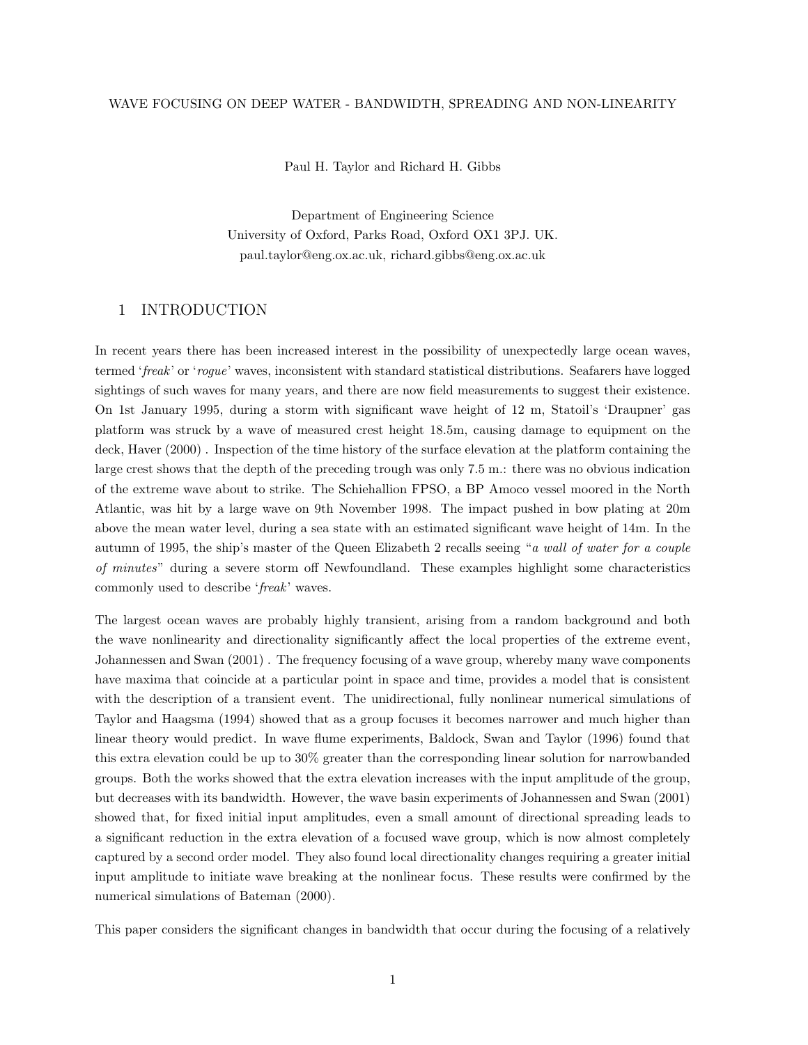# WAVE FOCUSING ON DEEP WATER - BANDWIDTH, SPREADING AND NON-LINEARITY

Paul H. Taylor and Richard H. Gibbs

Department of Engineering Science
University of Oxford, Parks Road, Oxford OX1 3PJ. UK.
paul.taylor@eng.ox.ac.uk, richard.gibbs@eng.ox.ac.uk

## 1 INTRODUCTION

In recent years there has been increased interest in the possibility of unexpectedly large ocean waves, termed '*freak*' or '*rogue*' waves, inconsistent with standard statistical distributions. Seafarers have logged sightings of such waves for many years, and there are now field measurements to suggest their existence. On 1st January 1995, during a storm with significant wave height of 12 m, Statoil's 'Draupner' gas platform was struck by a wave of measured crest height 18.5m, causing damage to equipment on the deck, Haver (2000) . Inspection of the time history of the surface elevation at the platform containing the large crest shows that the depth of the preceding trough was only 7.5 m.: there was no obvious indication of the extreme wave about to strike. The Schiehallion FPSO, a BP Amoco vessel moored in the North Atlantic, was hit by a large wave on 9th November 1998. The impact pushed in bow plating at 20m above the mean water level, during a sea state with an estimated significant wave height of 14m. In the autumn of 1995, the ship's master of the Queen Elizabeth 2 recalls seeing "*a wall of water for a couple of minutes*" during a severe storm off Newfoundland. These examples highlight some characteristics commonly used to describe '*freak*' waves.

The largest ocean waves are probably highly transient, arising from a random background and both the wave nonlinearity and directionality significantly affect the local properties of the extreme event, Johannessen and Swan (2001) . The frequency focusing of a wave group, whereby many wave components have maxima that coincide at a particular point in space and time, provides a model that is consistent with the description of a transient event. The unidirectional, fully nonlinear numerical simulations of Taylor and Haagsma (1994) showed that as a group focuses it becomes narrower and much higher than linear theory would predict. In wave flume experiments, Baldock, Swan and Taylor (1996) found that this extra elevation could be up to 30% greater than the corresponding linear solution for narrowbanded groups. Both the works showed that the extra elevation increases with the input amplitude of the group, but decreases with its bandwidth. However, the wave basin experiments of Johannessen and Swan (2001) showed that, for fixed initial input amplitudes, even a small amount of directional spreading leads to a significant reduction in the extra elevation of a focused wave group, which is now almost completely captured by a second order model. They also found local directionality changes requiring a greater initial input amplitude to initiate wave breaking at the nonlinear focus. These results were confirmed by the numerical simulations of Bateman (2000).

This paper considers the significant changes in bandwidth that occur during the focusing of a relatively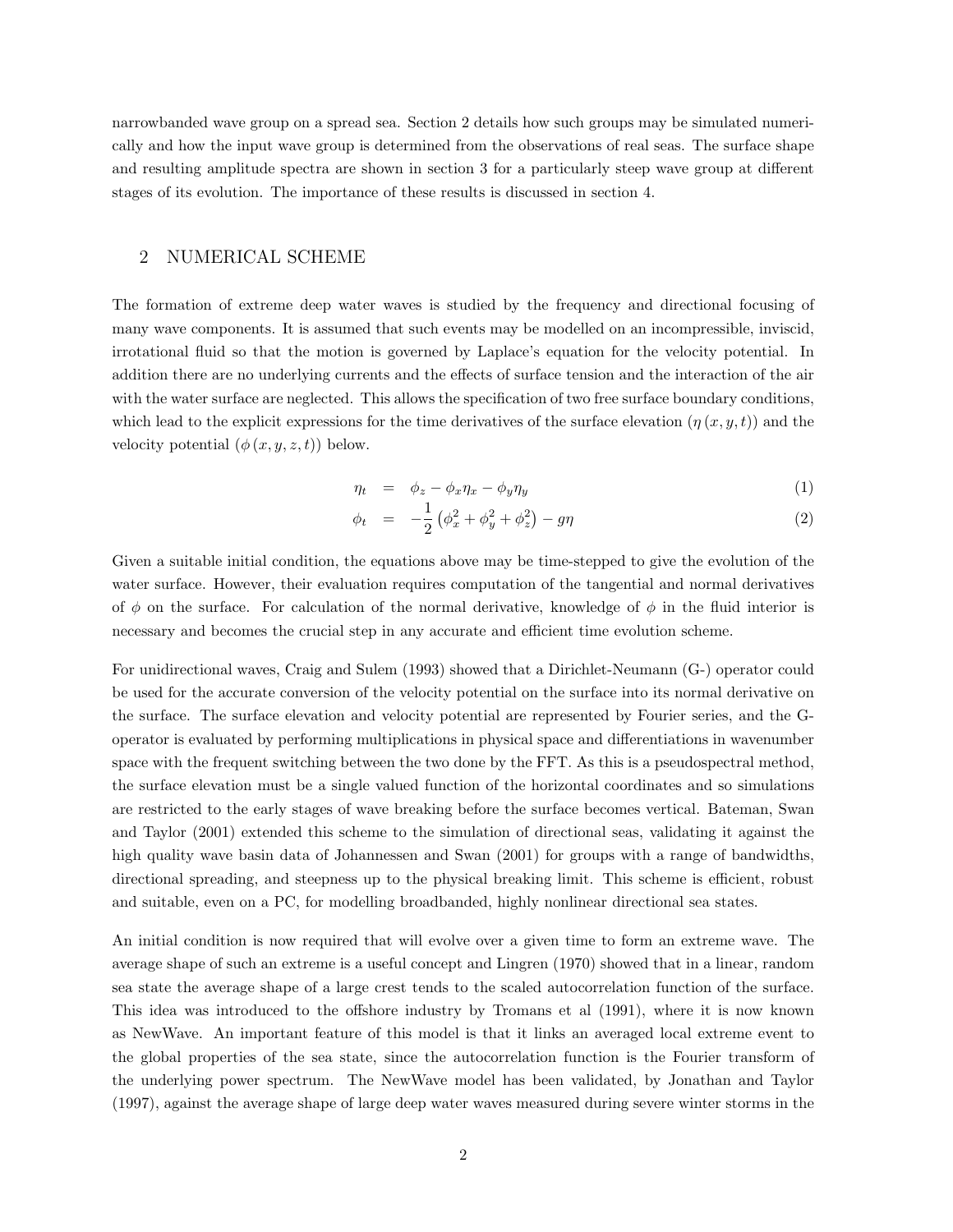narrowbanded wave group on a spread sea. Section 2 details how such groups may be simulated numerically and how the input wave group is determined from the observations of real seas. The surface shape and resulting amplitude spectra are shown in section 3 for a particularly steep wave group at different stages of its evolution. The importance of these results is discussed in section 4.

## 2 NUMERICAL SCHEME

The formation of extreme deep water waves is studied by the frequency and directional focusing of many wave components. It is assumed that such events may be modelled on an incompressible, inviscid, irrotational fluid so that the motion is governed by Laplace's equation for the velocity potential. In addition there are no underlying currents and the effects of surface tension and the interaction of the air with the water surface are neglected. This allows the specification of two free surface boundary conditions, which lead to the explicit expressions for the time derivatives of the surface elevation ($\eta(x, y, t)$) and the velocity potential ($\phi(x, y, z, t)$) below.

$$\eta_t = \phi_z - \phi_x \eta_x - \phi_y \eta_y \tag{1}$$

$$\phi_t = -\frac{1}{2}\left(\phi_x^2 + \phi_y^2 + \phi_z^2\right) - g\eta \tag{2}$$

Given a suitable initial condition, the equations above may be time-stepped to give the evolution of the water surface. However, their evaluation requires computation of the tangential and normal derivatives of $\phi$ on the surface. For calculation of the normal derivative, knowledge of $\phi$ in the fluid interior is necessary and becomes the crucial step in any accurate and efficient time evolution scheme.

For unidirectional waves, Craig and Sulem (1993) showed that a Dirichlet-Neumann (G-) operator could be used for the accurate conversion of the velocity potential on the surface into its normal derivative on the surface. The surface elevation and velocity potential are represented by Fourier series, and the G-operator is evaluated by performing multiplications in physical space and differentiations in wavenumber space with the frequent switching between the two done by the FFT. As this is a pseudospectral method, the surface elevation must be a single valued function of the horizontal coordinates and so simulations are restricted to the early stages of wave breaking before the surface becomes vertical. Bateman, Swan and Taylor (2001) extended this scheme to the simulation of directional seas, validating it against the high quality wave basin data of Johannessen and Swan (2001) for groups with a range of bandwidths, directional spreading, and steepness up to the physical breaking limit. This scheme is efficient, robust and suitable, even on a PC, for modelling broadbanded, highly nonlinear directional sea states.

An initial condition is now required that will evolve over a given time to form an extreme wave. The average shape of such an extreme is a useful concept and Lingren (1970) showed that in a linear, random sea state the average shape of a large crest tends to the scaled autocorrelation function of the surface. This idea was introduced to the offshore industry by Tromans et al (1991), where it is now known as NewWave. An important feature of this model is that it links an averaged local extreme event to the global properties of the sea state, since the autocorrelation function is the Fourier transform of the underlying power spectrum. The NewWave model has been validated, by Jonathan and Taylor (1997), against the average shape of large deep water waves measured during severe winter storms in the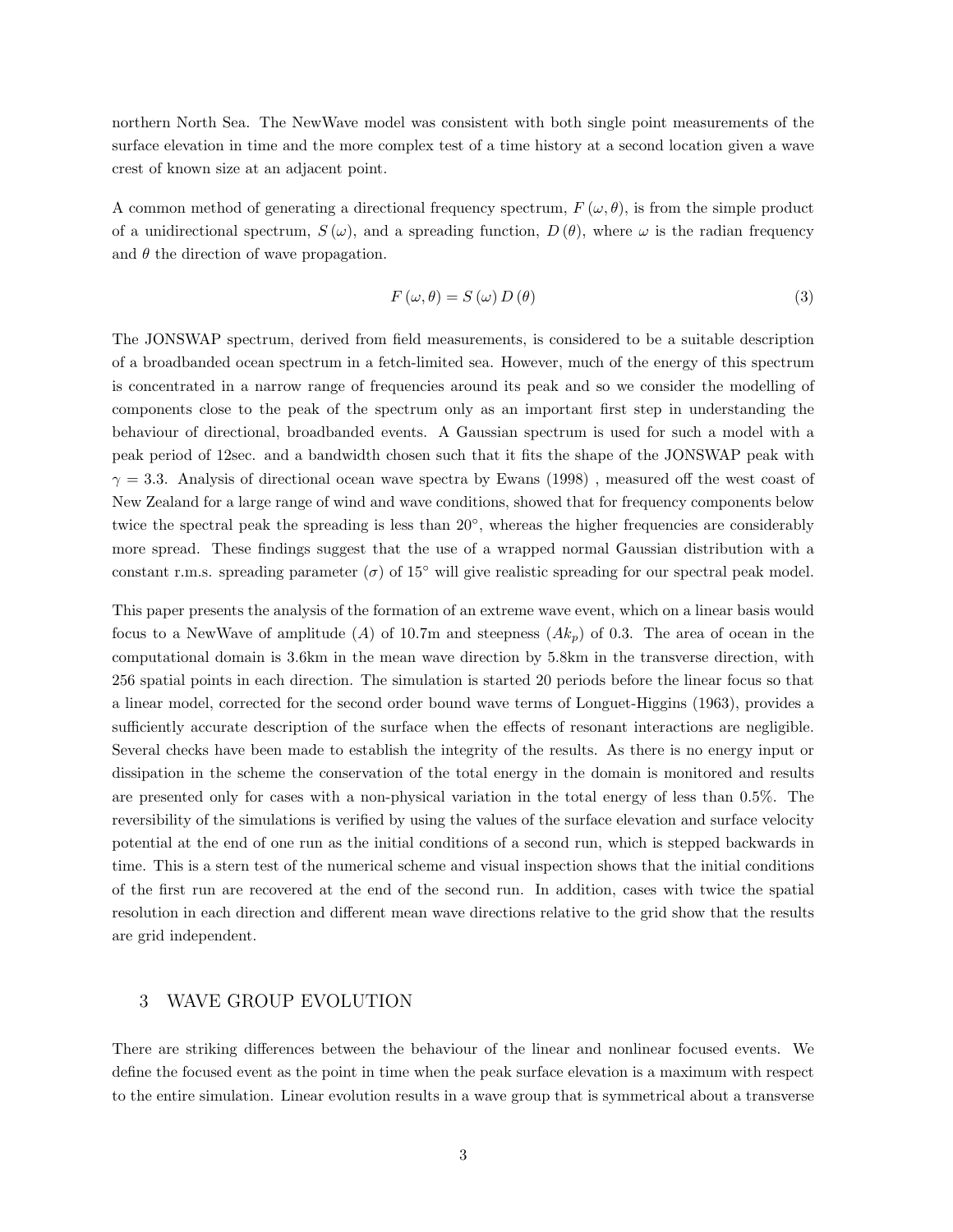northern North Sea. The NewWave model was consistent with both single point measurements of the surface elevation in time and the more complex test of a time history at a second location given a wave crest of known size at an adjacent point.

A common method of generating a directional frequency spectrum, $F(\omega, \theta)$, is from the simple product of a unidirectional spectrum, $S(\omega)$, and a spreading function, $D(\theta)$, where $\omega$ is the radian frequency and $\theta$ the direction of wave propagation.

$$F(\omega, \theta) = S(\omega) D(\theta) \tag{3}$$

The JONSWAP spectrum, derived from field measurements, is considered to be a suitable description of a broadbanded ocean spectrum in a fetch-limited sea. However, much of the energy of this spectrum is concentrated in a narrow range of frequencies around its peak and so we consider the modelling of components close to the peak of the spectrum only as an important first step in understanding the behaviour of directional, broadbanded events. A Gaussian spectrum is used for such a model with a peak period of 12sec. and a bandwidth chosen such that it fits the shape of the JONSWAP peak with $\gamma = 3.3$. Analysis of directional ocean wave spectra by Ewans (1998) , measured off the west coast of New Zealand for a large range of wind and wave conditions, showed that for frequency components below twice the spectral peak the spreading is less than $20^\circ$, whereas the higher frequencies are considerably more spread. These findings suggest that the use of a wrapped normal Gaussian distribution with a constant r.m.s. spreading parameter ($\sigma$) of $15^\circ$ will give realistic spreading for our spectral peak model.

This paper presents the analysis of the formation of an extreme wave event, which on a linear basis would focus to a NewWave of amplitude ($A$) of 10.7m and steepness ($Ak_p$) of 0.3. The area of ocean in the computational domain is 3.6km in the mean wave direction by 5.8km in the transverse direction, with 256 spatial points in each direction. The simulation is started 20 periods before the linear focus so that a linear model, corrected for the second order bound wave terms of Longuet-Higgins (1963), provides a sufficiently accurate description of the surface when the effects of resonant interactions are negligible. Several checks have been made to establish the integrity of the results. As there is no energy input or dissipation in the scheme the conservation of the total energy in the domain is monitored and results are presented only for cases with a non-physical variation in the total energy of less than 0.5%. The reversibility of the simulations is verified by using the values of the surface elevation and surface velocity potential at the end of one run as the initial conditions of a second run, which is stepped backwards in time. This is a stern test of the numerical scheme and visual inspection shows that the initial conditions of the first run are recovered at the end of the second run. In addition, cases with twice the spatial resolution in each direction and different mean wave directions relative to the grid show that the results are grid independent.

## 3 WAVE GROUP EVOLUTION

There are striking differences between the behaviour of the linear and nonlinear focused events. We define the focused event as the point in time when the peak surface elevation is a maximum with respect to the entire simulation. Linear evolution results in a wave group that is symmetrical about a transverse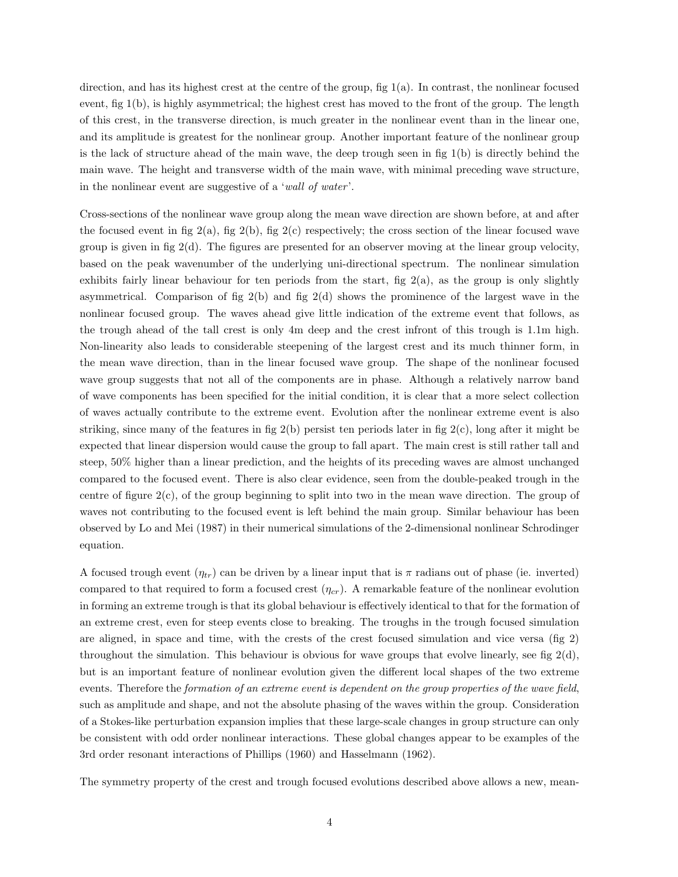direction, and has its highest crest at the centre of the group, fig 1(a). In contrast, the nonlinear focused event, fig 1(b), is highly asymmetrical; the highest crest has moved to the front of the group. The length of this crest, in the transverse direction, is much greater in the nonlinear event than in the linear one, and its amplitude is greatest for the nonlinear group. Another important feature of the nonlinear group is the lack of structure ahead of the main wave, the deep trough seen in fig 1(b) is directly behind the main wave. The height and transverse width of the main wave, with minimal preceding wave structure, in the nonlinear event are suggestive of a '*wall of water*'.

Cross-sections of the nonlinear wave group along the mean wave direction are shown before, at and after the focused event in fig 2(a), fig 2(b), fig 2(c) respectively; the cross section of the linear focused wave group is given in fig 2(d). The figures are presented for an observer moving at the linear group velocity, based on the peak wavenumber of the underlying uni-directional spectrum. The nonlinear simulation exhibits fairly linear behaviour for ten periods from the start, fig 2(a), as the group is only slightly asymmetrical. Comparison of fig 2(b) and fig 2(d) shows the prominence of the largest wave in the nonlinear focused group. The waves ahead give little indication of the extreme event that follows, as the trough ahead of the tall crest is only 4m deep and the crest infront of this trough is 1.1m high. Non-linearity also leads to considerable steepening of the largest crest and its much thinner form, in the mean wave direction, than in the linear focused wave group. The shape of the nonlinear focused wave group suggests that not all of the components are in phase. Although a relatively narrow band of wave components has been specified for the initial condition, it is clear that a more select collection of waves actually contribute to the extreme event. Evolution after the nonlinear extreme event is also striking, since many of the features in fig 2(b) persist ten periods later in fig 2(c), long after it might be expected that linear dispersion would cause the group to fall apart. The main crest is still rather tall and steep, 50% higher than a linear prediction, and the heights of its preceding waves are almost unchanged compared to the focused event. There is also clear evidence, seen from the double-peaked trough in the centre of figure 2(c), of the group beginning to split into two in the mean wave direction. The group of waves not contributing to the focused event is left behind the main group. Similar behaviour has been observed by Lo and Mei (1987) in their numerical simulations of the 2-dimensional nonlinear Schrodinger equation.

A focused trough event ($\eta_{tr}$) can be driven by a linear input that is $\pi$ radians out of phase (ie. inverted) compared to that required to form a focused crest ($\eta_{cr}$). A remarkable feature of the nonlinear evolution in forming an extreme trough is that its global behaviour is effectively identical to that for the formation of an extreme crest, even for steep events close to breaking. The troughs in the trough focused simulation are aligned, in space and time, with the crests of the crest focused simulation and vice versa (fig 2) throughout the simulation. This behaviour is obvious for wave groups that evolve linearly, see fig 2(d), but is an important feature of nonlinear evolution given the different local shapes of the two extreme events. Therefore the *formation of an extreme event is dependent on the group properties of the wave field*, such as amplitude and shape, and not the absolute phasing of the waves within the group. Consideration of a Stokes-like perturbation expansion implies that these large-scale changes in group structure can only be consistent with odd order nonlinear interactions. These global changes appear to be examples of the 3rd order resonant interactions of Phillips (1960) and Hasselmann (1962).

The symmetry property of the crest and trough focused evolutions described above allows a new, mean-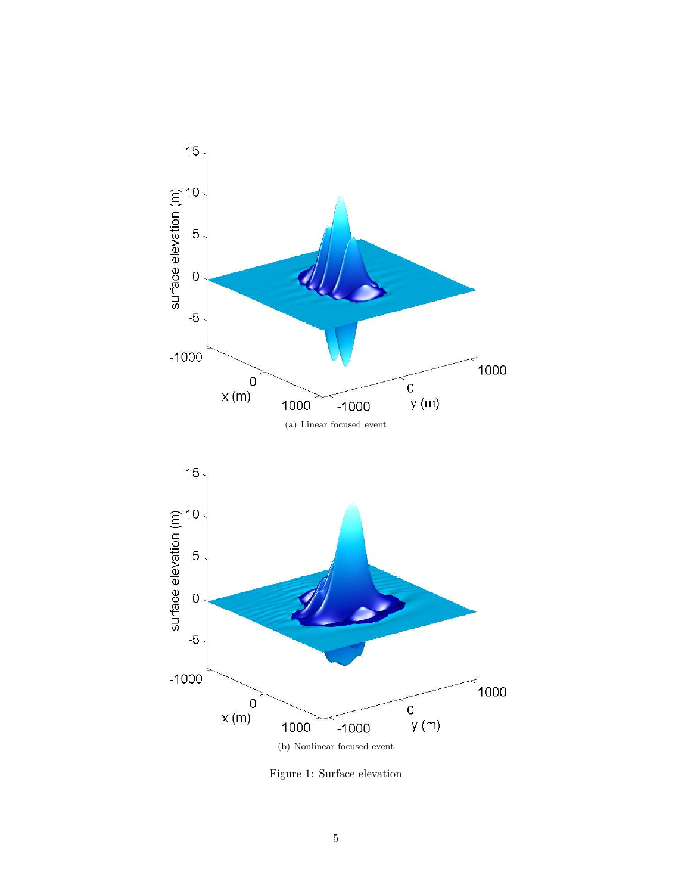(a) Linear focused event

(b) Nonlinear focused event

Figure 1: Surface elevation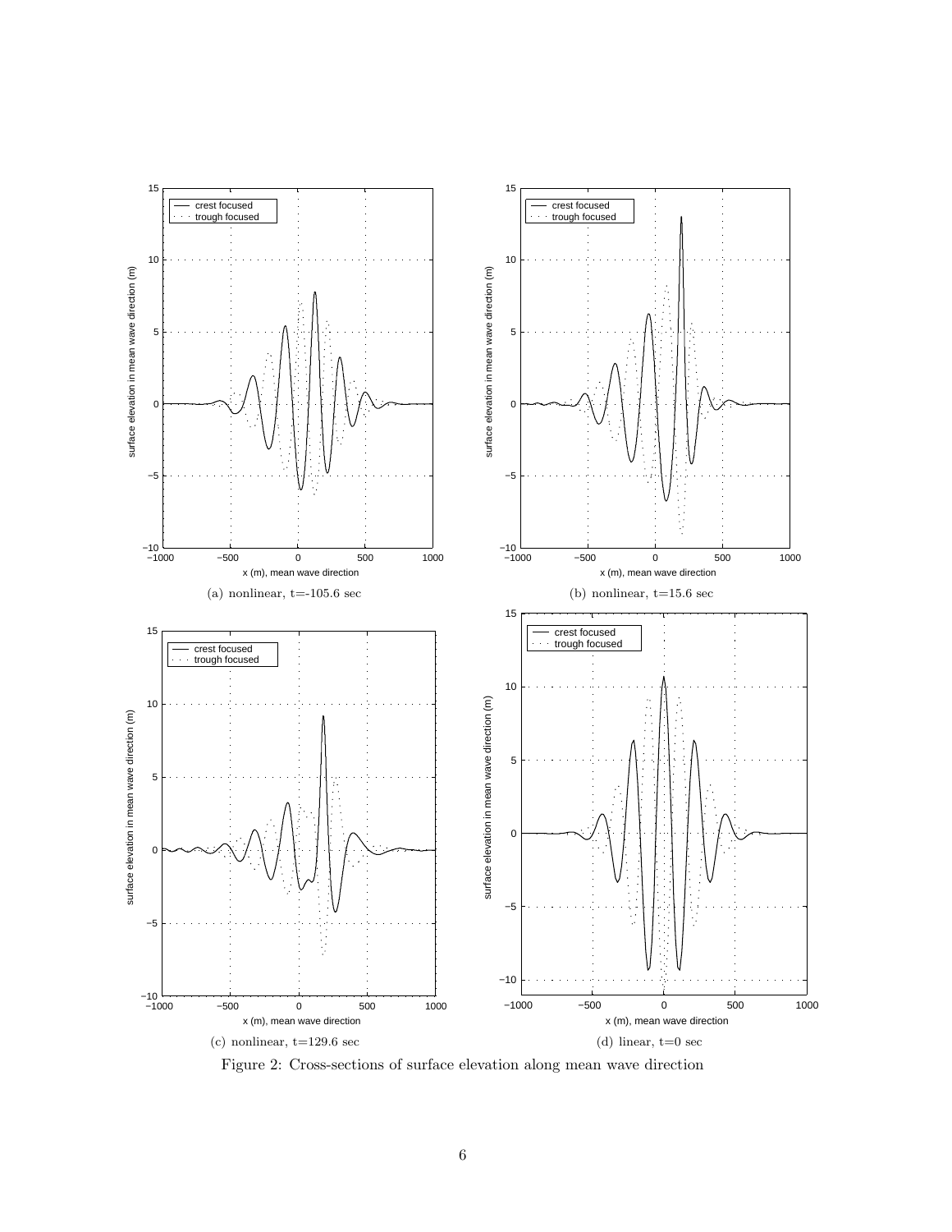(a) nonlinear, t=-105.6 sec

(b) nonlinear, t=15.6 sec

(c) nonlinear, t=129.6 sec

(d) linear, t=0 sec

Figure 2: Cross-sections of surface elevation along mean wave direction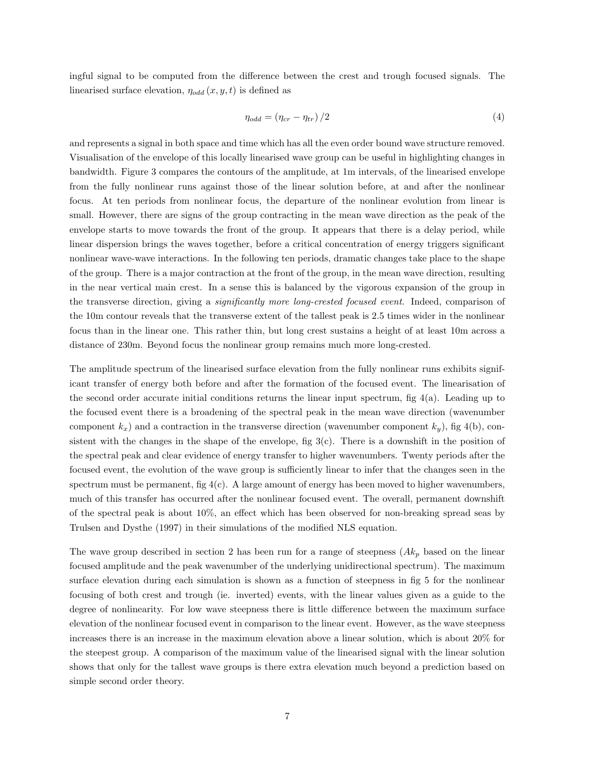ingful signal to be computed from the difference between the crest and trough focused signals. The linearised surface elevation, $\eta_{odd}(x, y, t)$ is defined as

$$\eta_{odd} = (\eta_{cr} - \eta_{tr})/2 \tag{4}$$

and represents a signal in both space and time which has all the even order bound wave structure removed. Visualisation of the envelope of this locally linearised wave group can be useful in highlighting changes in bandwidth. Figure 3 compares the contours of the amplitude, at 1m intervals, of the linearised envelope from the fully nonlinear runs against those of the linear solution before, at and after the nonlinear focus. At ten periods from nonlinear focus, the departure of the nonlinear evolution from linear is small. However, there are signs of the group contracting in the mean wave direction as the peak of the envelope starts to move towards the front of the group. It appears that there is a delay period, while linear dispersion brings the waves together, before a critical concentration of energy triggers significant nonlinear wave-wave interactions. In the following ten periods, dramatic changes take place to the shape of the group. There is a major contraction at the front of the group, in the mean wave direction, resulting in the near vertical main crest. In a sense this is balanced by the vigorous expansion of the group in the transverse direction, giving a *significantly more long-crested focused event*. Indeed, comparison of the 10m contour reveals that the transverse extent of the tallest peak is 2.5 times wider in the nonlinear focus than in the linear one. This rather thin, but long crest sustains a height of at least 10m across a distance of 230m. Beyond focus the nonlinear group remains much more long-crested.

The amplitude spectrum of the linearised surface elevation from the fully nonlinear runs exhibits significant transfer of energy both before and after the formation of the focused event. The linearisation of the second order accurate initial conditions returns the linear input spectrum, fig 4(a). Leading up to the focused event there is a broadening of the spectral peak in the mean wave direction (wavenumber component $k_x$) and a contraction in the transverse direction (wavenumber component $k_y$), fig 4(b), consistent with the changes in the shape of the envelope, fig 3(c). There is a downshift in the position of the spectral peak and clear evidence of energy transfer to higher wavenumbers. Twenty periods after the focused event, the evolution of the wave group is sufficiently linear to infer that the changes seen in the spectrum must be permanent, fig 4(c). A large amount of energy has been moved to higher wavenumbers, much of this transfer has occurred after the nonlinear focused event. The overall, permanent downshift of the spectral peak is about 10%, an effect which has been observed for non-breaking spread seas by Trulsen and Dysthe (1997) in their simulations of the modified NLS equation.

The wave group described in section 2 has been run for a range of steepness ($Ak_p$ based on the linear focused amplitude and the peak wavenumber of the underlying unidirectional spectrum). The maximum surface elevation during each simulation is shown as a function of steepness in fig 5 for the nonlinear focusing of both crest and trough (ie. inverted) events, with the linear values given as a guide to the degree of nonlinearity. For low wave steepness there is little difference between the maximum surface elevation of the nonlinear focused event in comparison to the linear event. However, as the wave steepness increases there is an increase in the maximum elevation above a linear solution, which is about 20% for the steepest group. A comparison of the maximum value of the linearised signal with the linear solution shows that only for the tallest wave groups is there extra elevation much beyond a prediction based on simple second order theory.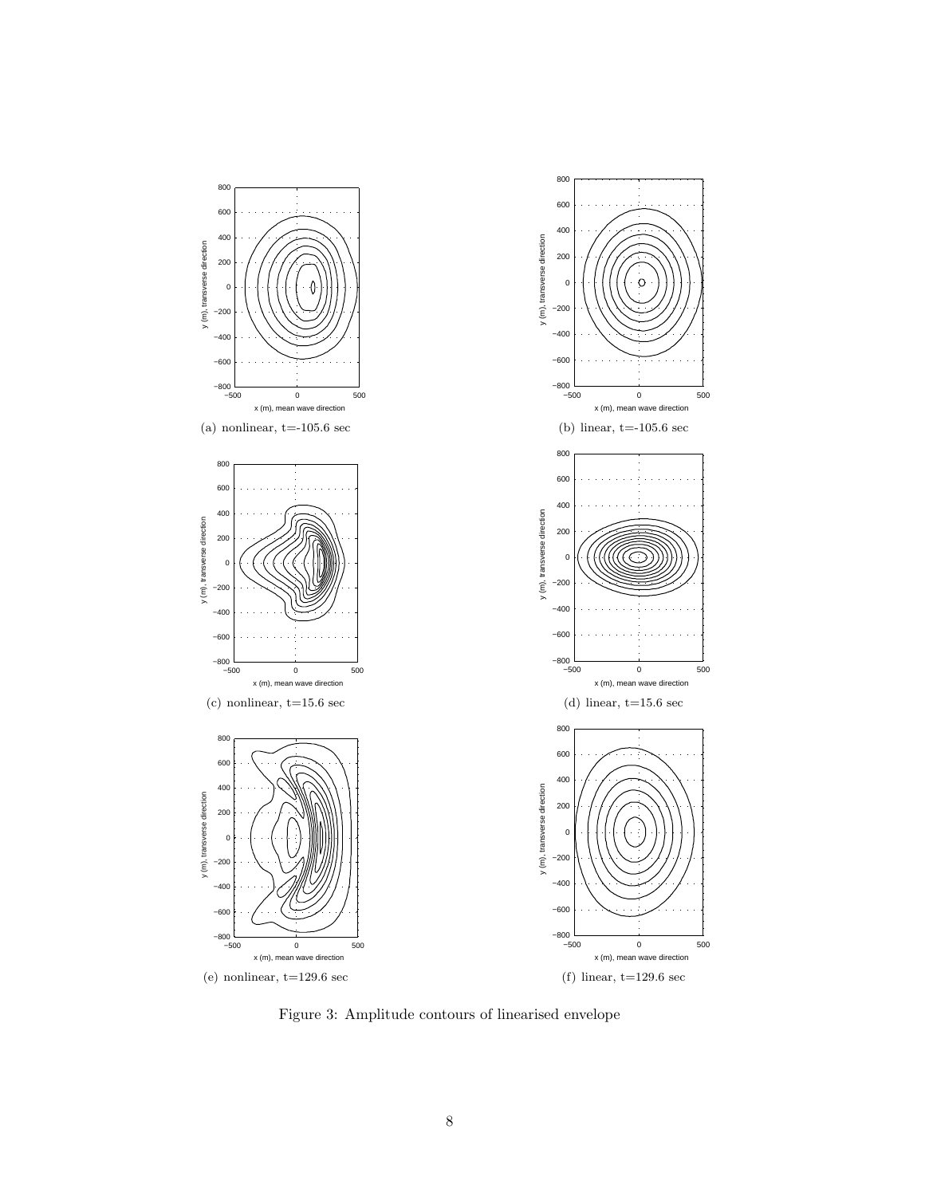(a) nonlinear, t=-105.6 sec

(b) linear, t=-105.6 sec

(c) nonlinear, t=15.6 sec

(d) linear, t=15.6 sec

(e) nonlinear, t=129.6 sec

(f) linear, t=129.6 sec

Figure 3: Amplitude contours of linearised envelope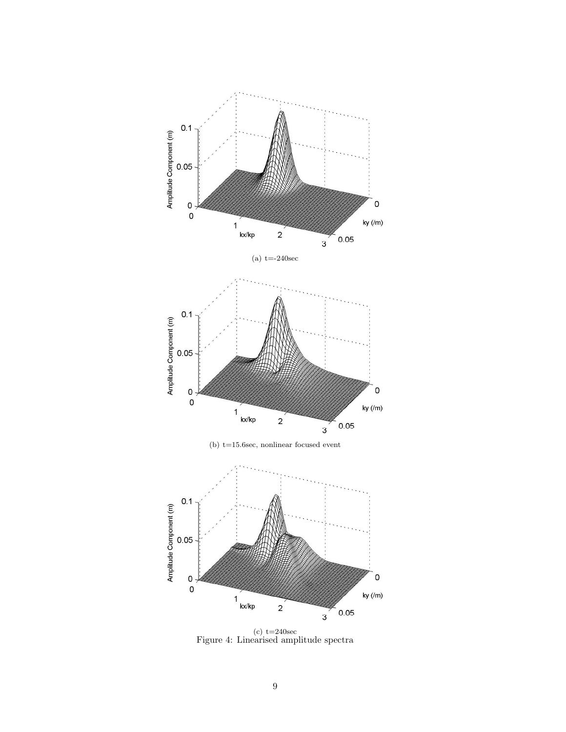(a) t=-240sec

(b) t=15.6sec, nonlinear focused event

(c) t=240sec

Figure 4: Linearised amplitude spectra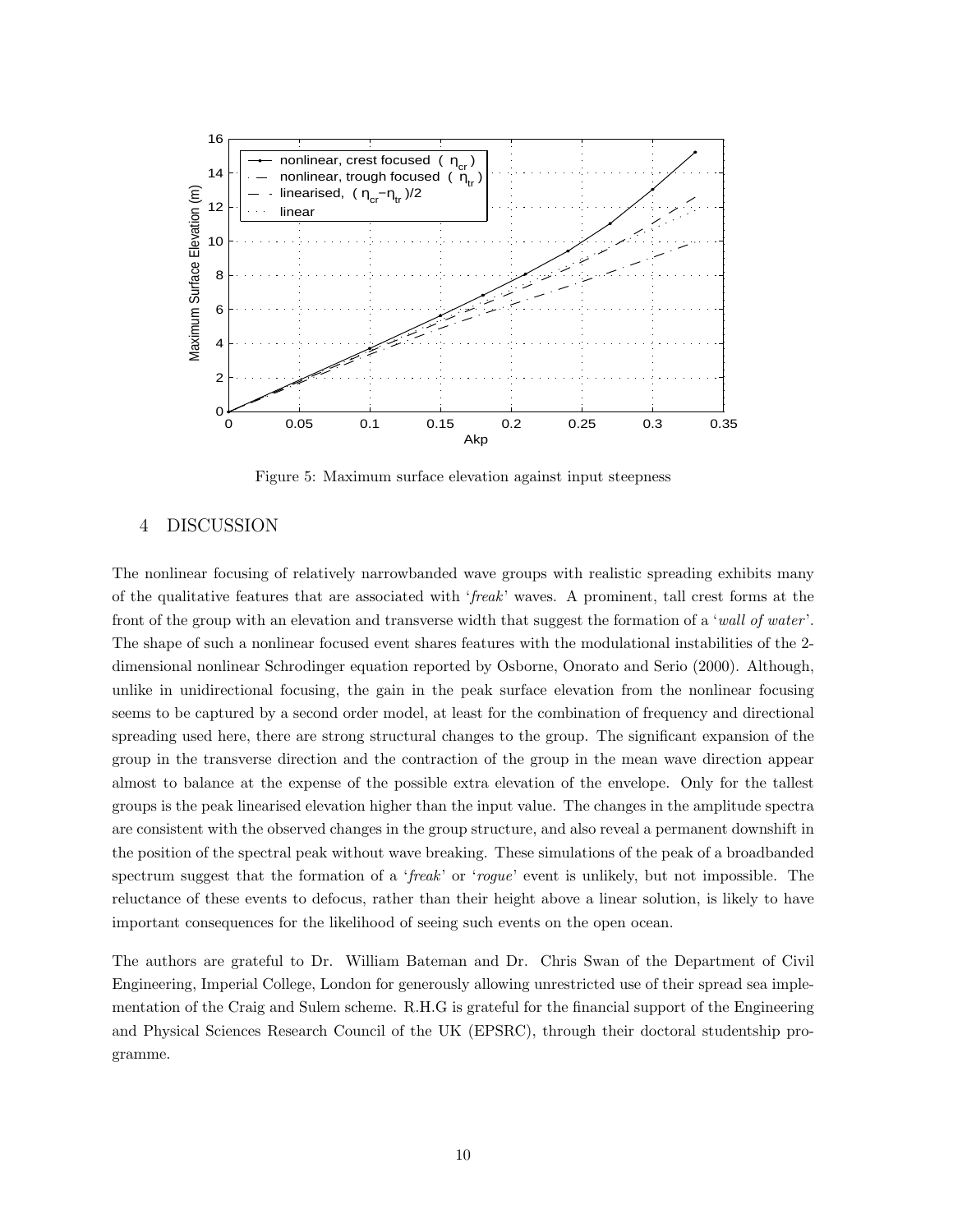Figure 5: Maximum surface elevation against input steepness

## 4 DISCUSSION

The nonlinear focusing of relatively narrowbanded wave groups with realistic spreading exhibits many of the qualitative features that are associated with '*freak*' waves. A prominent, tall crest forms at the front of the group with an elevation and transverse width that suggest the formation of a '*wall of water*'. The shape of such a nonlinear focused event shares features with the modulational instabilities of the 2-dimensional nonlinear Schrodinger equation reported by Osborne, Onorato and Serio (2000). Although, unlike in unidirectional focusing, the gain in the peak surface elevation from the nonlinear focusing seems to be captured by a second order model, at least for the combination of frequency and directional spreading used here, there are strong structural changes to the group. The significant expansion of the group in the transverse direction and the contraction of the group in the mean wave direction appear almost to balance at the expense of the possible extra elevation of the envelope. Only for the tallest groups is the peak linearised elevation higher than the input value. The changes in the amplitude spectra are consistent with the observed changes in the group structure, and also reveal a permanent downshift in the position of the spectral peak without wave breaking. These simulations of the peak of a broadbanded spectrum suggest that the formation of a '*freak*' or '*rogue*' event is unlikely, but not impossible. The reluctance of these events to defocus, rather than their height above a linear solution, is likely to have important consequences for the likelihood of seeing such events on the open ocean.

The authors are grateful to Dr. William Bateman and Dr. Chris Swan of the Department of Civil Engineering, Imperial College, London for generously allowing unrestricted use of their spread sea implementation of the Craig and Sulem scheme. R.H.G is grateful for the financial support of the Engineering and Physical Sciences Research Council of the UK (EPSRC), through their doctoral studentship programme.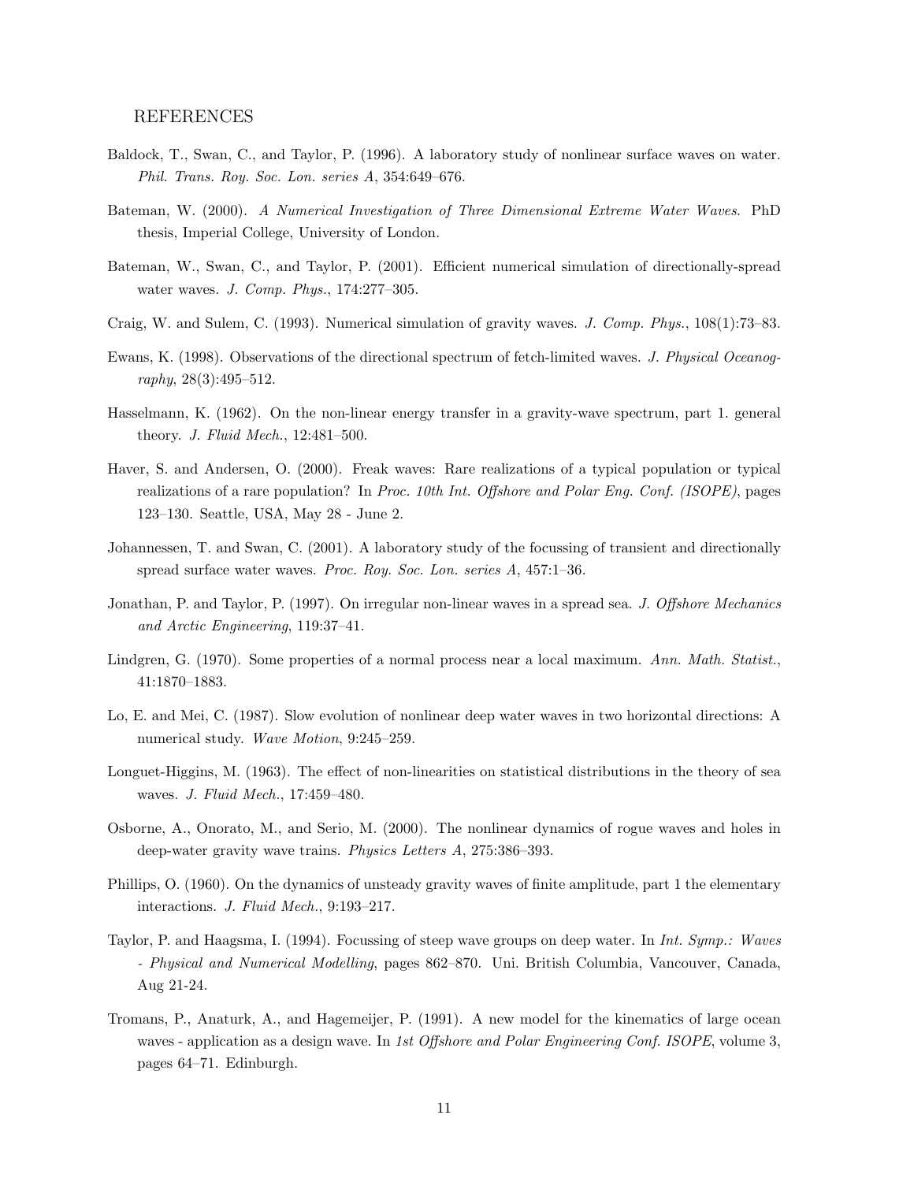## REFERENCES

Baldock, T., Swan, C., and Taylor, P. (1996). A laboratory study of nonlinear surface waves on water. *Phil. Trans. Roy. Soc. Lon. series A*, 354:649–676.

Bateman, W. (2000). *A Numerical Investigation of Three Dimensional Extreme Water Waves*. PhD thesis, Imperial College, University of London.

Bateman, W., Swan, C., and Taylor, P. (2001). Efficient numerical simulation of directionally-spread water waves. *J. Comp. Phys.*, 174:277–305.

Craig, W. and Sulem, C. (1993). Numerical simulation of gravity waves. *J. Comp. Phys.*, 108(1):73–83.

Ewans, K. (1998). Observations of the directional spectrum of fetch-limited waves. *J. Physical Oceanography*, 28(3):495–512.

Hasselmann, K. (1962). On the non-linear energy transfer in a gravity-wave spectrum, part 1. general theory. *J. Fluid Mech.*, 12:481–500.

Haver, S. and Andersen, O. (2000). Freak waves: Rare realizations of a typical population or typical realizations of a rare population? In *Proc. 10th Int. Offshore and Polar Eng. Conf. (ISOPE)*, pages 123–130. Seattle, USA, May 28 - June 2.

Johannessen, T. and Swan, C. (2001). A laboratory study of the focussing of transient and directionally spread surface water waves. *Proc. Roy. Soc. Lon. series A*, 457:1–36.

Jonathan, P. and Taylor, P. (1997). On irregular non-linear waves in a spread sea. *J. Offshore Mechanics and Arctic Engineering*, 119:37–41.

Lindgren, G. (1970). Some properties of a normal process near a local maximum. *Ann. Math. Statist.*, 41:1870–1883.

Lo, E. and Mei, C. (1987). Slow evolution of nonlinear deep water waves in two horizontal directions: A numerical study. *Wave Motion*, 9:245–259.

Longuet-Higgins, M. (1963). The effect of non-linearities on statistical distributions in the theory of sea waves. *J. Fluid Mech.*, 17:459–480.

Osborne, A., Onorato, M., and Serio, M. (2000). The nonlinear dynamics of rogue waves and holes in deep-water gravity wave trains. *Physics Letters A*, 275:386–393.

Phillips, O. (1960). On the dynamics of unsteady gravity waves of finite amplitude, part 1 the elementary interactions. *J. Fluid Mech.*, 9:193–217.

Taylor, P. and Haagsma, I. (1994). Focussing of steep wave groups on deep water. In *Int. Symp.: Waves - Physical and Numerical Modelling*, pages 862–870. Uni. British Columbia, Vancouver, Canada, Aug 21-24.

Tromans, P., Anaturk, A., and Hagemeijer, P. (1991). A new model for the kinematics of large ocean waves - application as a design wave. In *1st Offshore and Polar Engineering Conf. ISOPE*, volume 3, pages 64–71. Edinburgh.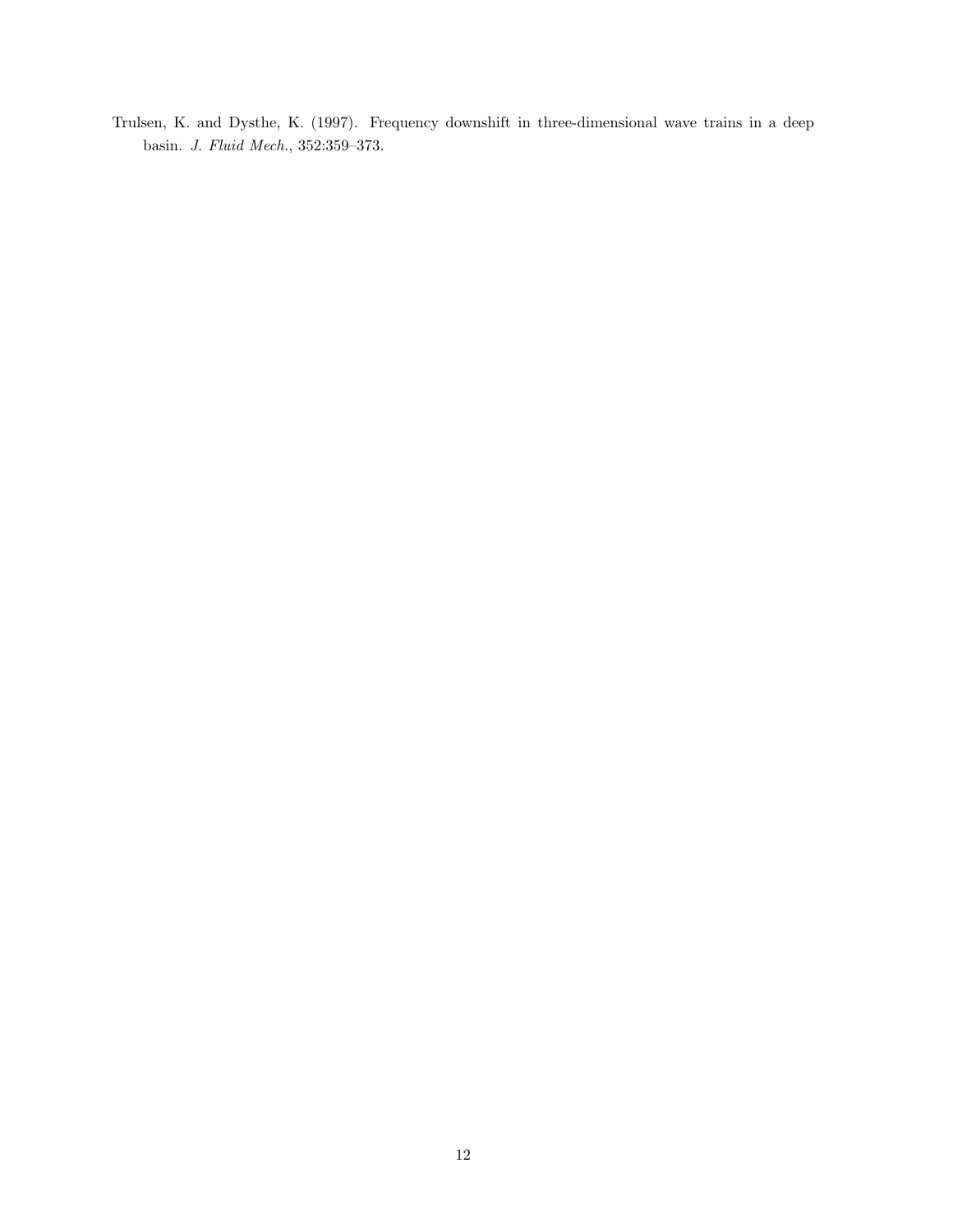Trulsen, K. and Dysthe, K. (1997). Frequency downshift in three-dimensional wave trains in a deep basin. *J. Fluid Mech.*, 352:359–373.